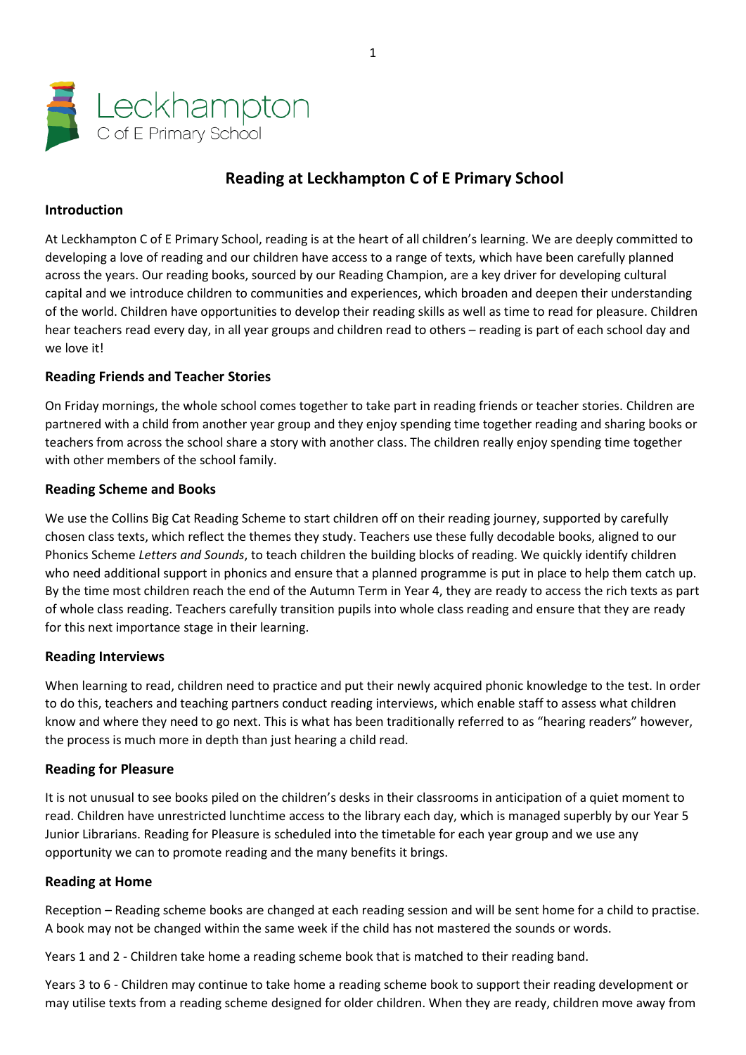Leckhampton
C of E Primary School

# Reading at Leckhampton C of E Primary School

## Introduction

At Leckhampton C of E Primary School, reading is at the heart of all children's learning. We are deeply committed to developing a love of reading and our children have access to a range of texts, which have been carefully planned across the years. Our reading books, sourced by our Reading Champion, are a key driver for developing cultural capital and we introduce children to communities and experiences, which broaden and deepen their understanding of the world. Children have opportunities to develop their reading skills as well as time to read for pleasure. Children hear teachers read every day, in all year groups and children read to others – reading is part of each school day and we love it!

## Reading Friends and Teacher Stories

On Friday mornings, the whole school comes together to take part in reading friends or teacher stories. Children are partnered with a child from another year group and they enjoy spending time together reading and sharing books or teachers from across the school share a story with another class. The children really enjoy spending time together with other members of the school family.

## Reading Scheme and Books

We use the Collins Big Cat Reading Scheme to start children off on their reading journey, supported by carefully chosen class texts, which reflect the themes they study. Teachers use these fully decodable books, aligned to our Phonics Scheme *Letters and Sounds*, to teach children the building blocks of reading. We quickly identify children who need additional support in phonics and ensure that a planned programme is put in place to help them catch up. By the time most children reach the end of the Autumn Term in Year 4, they are ready to access the rich texts as part of whole class reading. Teachers carefully transition pupils into whole class reading and ensure that they are ready for this next importance stage in their learning.

## Reading Interviews

When learning to read, children need to practice and put their newly acquired phonic knowledge to the test. In order to do this, teachers and teaching partners conduct reading interviews, which enable staff to assess what children know and where they need to go next. This is what has been traditionally referred to as "hearing readers" however, the process is much more in depth than just hearing a child read.

## Reading for Pleasure

It is not unusual to see books piled on the children's desks in their classrooms in anticipation of a quiet moment to read. Children have unrestricted lunchtime access to the library each day, which is managed superbly by our Year 5 Junior Librarians. Reading for Pleasure is scheduled into the timetable for each year group and we use any opportunity we can to promote reading and the many benefits it brings.

## Reading at Home

Reception – Reading scheme books are changed at each reading session and will be sent home for a child to practise. A book may not be changed within the same week if the child has not mastered the sounds or words.

Years 1 and 2 - Children take home a reading scheme book that is matched to their reading band.

Years 3 to 6 - Children may continue to take home a reading scheme book to support their reading development or may utilise texts from a reading scheme designed for older children. When they are ready, children move away from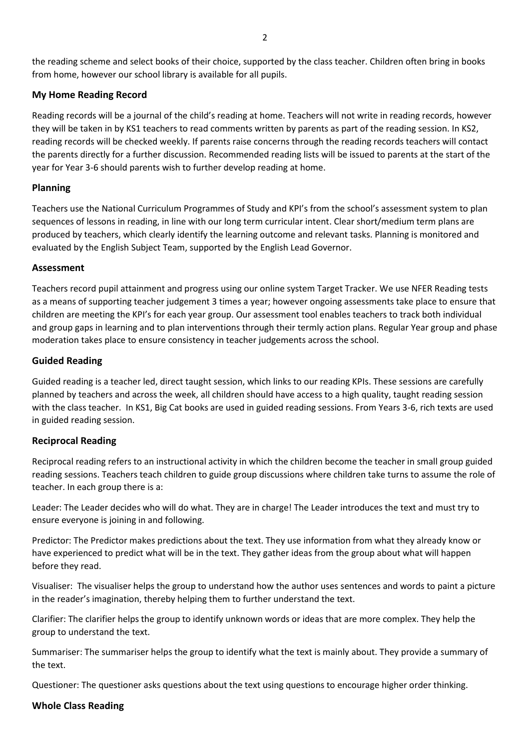the reading scheme and select books of their choice, supported by the class teacher. Children often bring in books from home, however our school library is available for all pupils.

### My Home Reading Record

Reading records will be a journal of the child's reading at home. Teachers will not write in reading records, however they will be taken in by KS1 teachers to read comments written by parents as part of the reading session. In KS2, reading records will be checked weekly. If parents raise concerns through the reading records teachers will contact the parents directly for a further discussion. Recommended reading lists will be issued to parents at the start of the year for Year 3-6 should parents wish to further develop reading at home.

### Planning

Teachers use the National Curriculum Programmes of Study and KPI's from the school's assessment system to plan sequences of lessons in reading, in line with our long term curricular intent. Clear short/medium term plans are produced by teachers, which clearly identify the learning outcome and relevant tasks. Planning is monitored and evaluated by the English Subject Team, supported by the English Lead Governor.

### Assessment

Teachers record pupil attainment and progress using our online system Target Tracker. We use NFER Reading tests as a means of supporting teacher judgement 3 times a year; however ongoing assessments take place to ensure that children are meeting the KPI's for each year group. Our assessment tool enables teachers to track both individual and group gaps in learning and to plan interventions through their termly action plans. Regular Year group and phase moderation takes place to ensure consistency in teacher judgements across the school.

### Guided Reading

Guided reading is a teacher led, direct taught session, which links to our reading KPIs. These sessions are carefully planned by teachers and across the week, all children should have access to a high quality, taught reading session with the class teacher. In KS1, Big Cat books are used in guided reading sessions. From Years 3-6, rich texts are used in guided reading session.

### Reciprocal Reading

Reciprocal reading refers to an instructional activity in which the children become the teacher in small group guided reading sessions. Teachers teach children to guide group discussions where children take turns to assume the role of teacher. In each group there is a:

Leader: The Leader decides who will do what. They are in charge! The Leader introduces the text and must try to ensure everyone is joining in and following.

Predictor: The Predictor makes predictions about the text. They use information from what they already know or have experienced to predict what will be in the text. They gather ideas from the group about what will happen before they read.

Visualiser: The visualiser helps the group to understand how the author uses sentences and words to paint a picture in the reader's imagination, thereby helping them to further understand the text.

Clarifier: The clarifier helps the group to identify unknown words or ideas that are more complex. They help the group to understand the text.

Summariser: The summariser helps the group to identify what the text is mainly about. They provide a summary of the text.

Questioner: The questioner asks questions about the text using questions to encourage higher order thinking.

### Whole Class Reading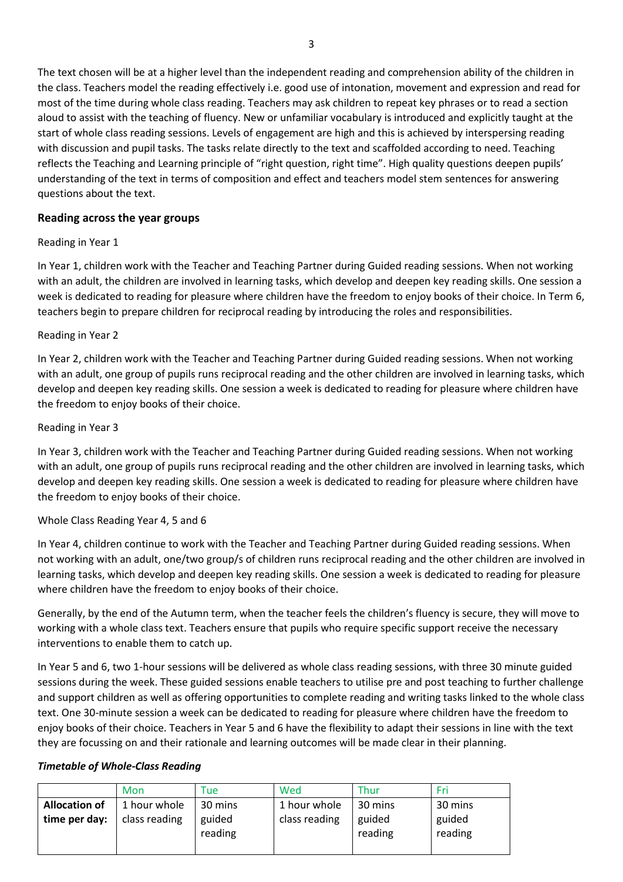The text chosen will be at a higher level than the independent reading and comprehension ability of the children in the class. Teachers model the reading effectively i.e. good use of intonation, movement and expression and read for most of the time during whole class reading. Teachers may ask children to repeat key phrases or to read a section aloud to assist with the teaching of fluency. New or unfamiliar vocabulary is introduced and explicitly taught at the start of whole class reading sessions. Levels of engagement are high and this is achieved by interspersing reading with discussion and pupil tasks. The tasks relate directly to the text and scaffolded according to need. Teaching reflects the Teaching and Learning principle of "right question, right time". High quality questions deepen pupils' understanding of the text in terms of composition and effect and teachers model stem sentences for answering questions about the text.

## Reading across the year groups

Reading in Year 1

In Year 1, children work with the Teacher and Teaching Partner during Guided reading sessions. When not working with an adult, the children are involved in learning tasks, which develop and deepen key reading skills. One session a week is dedicated to reading for pleasure where children have the freedom to enjoy books of their choice. In Term 6, teachers begin to prepare children for reciprocal reading by introducing the roles and responsibilities.

Reading in Year 2

In Year 2, children work with the Teacher and Teaching Partner during Guided reading sessions. When not working with an adult, one group of pupils runs reciprocal reading and the other children are involved in learning tasks, which develop and deepen key reading skills. One session a week is dedicated to reading for pleasure where children have the freedom to enjoy books of their choice.

Reading in Year 3

In Year 3, children work with the Teacher and Teaching Partner during Guided reading sessions. When not working with an adult, one group of pupils runs reciprocal reading and the other children are involved in learning tasks, which develop and deepen key reading skills. One session a week is dedicated to reading for pleasure where children have the freedom to enjoy books of their choice.

Whole Class Reading Year 4, 5 and 6

In Year 4, children continue to work with the Teacher and Teaching Partner during Guided reading sessions. When not working with an adult, one/two group/s of children runs reciprocal reading and the other children are involved in learning tasks, which develop and deepen key reading skills. One session a week is dedicated to reading for pleasure where children have the freedom to enjoy books of their choice.

Generally, by the end of the Autumn term, when the teacher feels the children's fluency is secure, they will move to working with a whole class text. Teachers ensure that pupils who require specific support receive the necessary interventions to enable them to catch up.

In Year 5 and 6, two 1-hour sessions will be delivered as whole class reading sessions, with three 30 minute guided sessions during the week. These guided sessions enable teachers to utilise pre and post teaching to further challenge and support children as well as offering opportunities to complete reading and writing tasks linked to the whole class text. One 30-minute session a week can be dedicated to reading for pleasure where children have the freedom to enjoy books of their choice. Teachers in Year 5 and 6 have the flexibility to adapt their sessions in line with the text they are focussing on and their rationale and learning outcomes will be made clear in their planning.

***Timetable of Whole-Class Reading***

| | Mon | Tue | Wed | Thur | Fri |
|---|---|---|---|---|---|
| **Allocation of time per day:** | 1 hour whole class reading | 30 mins guided reading | 1 hour whole class reading | 30 mins guided reading | 30 mins guided reading |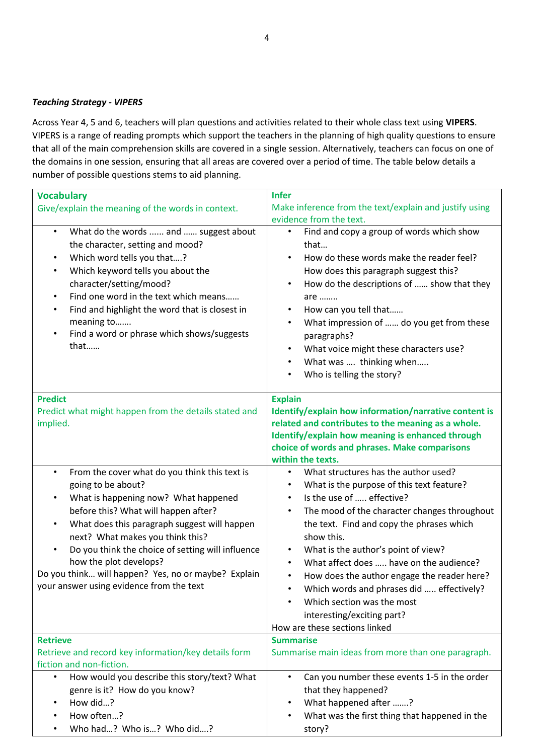***Teaching Strategy - VIPERS***

Across Year 4, 5 and 6, teachers will plan questions and activities related to their whole class text using **VIPERS**. VIPERS is a range of reading prompts which support the teachers in the planning of high quality questions to ensure that all of the main comprehension skills are covered in a single session. Alternatively, teachers can focus on one of the domains in one session, ensuring that all areas are covered over a period of time. The table below details a number of possible questions stems to aid planning.

| **Vocabulary**<br>Give/explain the meaning of the words in context. | **Infer**<br>Make inference from the text/explain and justify using evidence from the text. |
|---|---|
| • What do the words ...... and …… suggest about the character, setting and mood?<br>• Which word tells you that….?<br>• Which keyword tells you about the character/setting/mood?<br>• Find one word in the text which means……<br>• Find and highlight the word that is closest in meaning to…….<br>• Find a word or phrase which shows/suggests that…… | • Find and copy a group of words which show that…<br>• How do these words make the reader feel? How does this paragraph suggest this?<br>• How do the descriptions of …… show that they are ……..<br>• How can you tell that……<br>• What impression of …… do you get from these paragraphs?<br>• What voice might these characters use?<br>• What was …. thinking when…..<br>• Who is telling the story? |
| **Predict**<br>Predict what might happen from the details stated and implied. | **Explain**<br>**Identify/explain how information/narrative content is related and contributes to the meaning as a whole. Identify/explain how meaning is enhanced through choice of words and phrases. Make comparisons within the texts.** |
| • From the cover what do you think this text is going to be about?<br>• What is happening now? What happened before this? What will happen after?<br>• What does this paragraph suggest will happen next? What makes you think this?<br>• Do you think the choice of setting will influence how the plot develops?<br>Do you think… will happen? Yes, no or maybe? Explain your answer using evidence from the text | • What structures has the author used?<br>• What is the purpose of this text feature?<br>• Is the use of ….. effective?<br>• The mood of the character changes throughout the text. Find and copy the phrases which show this.<br>• What is the author's point of view?<br>• What affect does ….. have on the audience?<br>• How does the author engage the reader here?<br>• Which words and phrases did ….. effectively?<br>• Which section was the most interesting/exciting part?<br>How are these sections linked |
| **Retrieve**<br>Retrieve and record key information/key details form fiction and non-fiction. | **Summarise**<br>Summarise main ideas from more than one paragraph. |
| • How would you describe this story/text? What genre is it? How do you know?<br>• How did…?<br>• How often…?<br>• Who had…? Who is…? Who did….? | • Can you number these events 1-5 in the order that they happened?<br>• What happened after …….?<br>• What was the first thing that happened in the story? |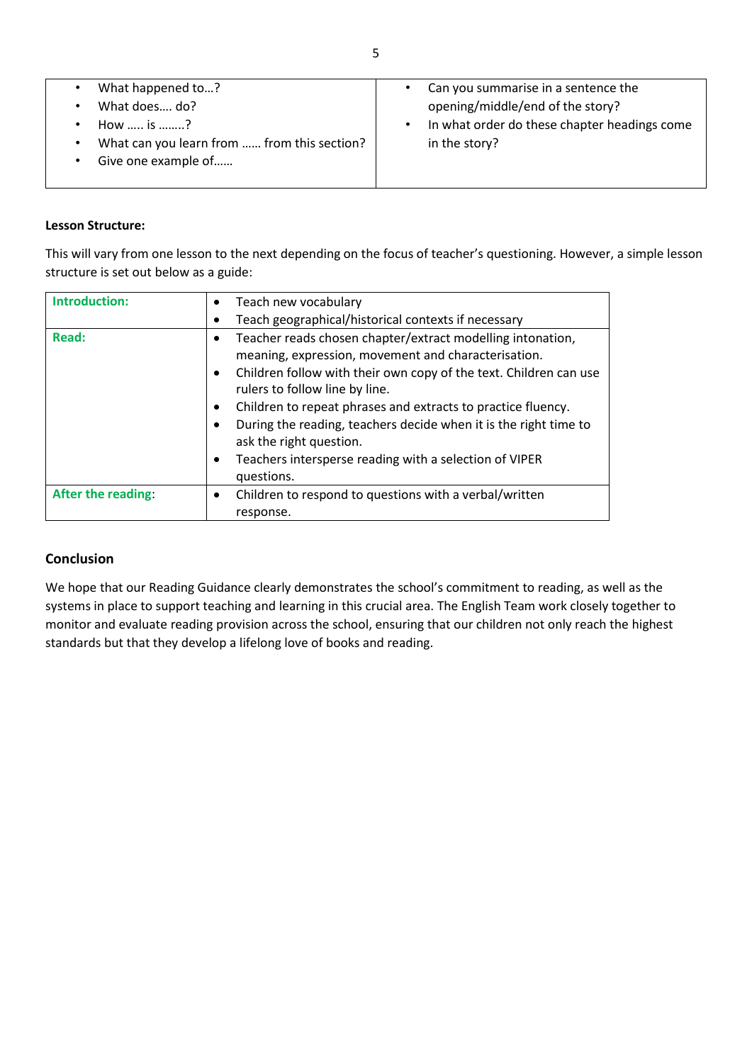| | |
|---|---|
| • What happened to…?<br>• What does…. do?<br>• How ….. is ……..?<br>• What can you learn from …… from this section?<br>• Give one example of…… | • Can you summarise in a sentence the opening/middle/end of the story?<br>• In what order do these chapter headings come in the story? |

**Lesson Structure:**

This will vary from one lesson to the next depending on the focus of teacher's questioning. However, a simple lesson structure is set out below as a guide:

| | |
|---|---|
| **Introduction:** | • Teach new vocabulary<br>• Teach geographical/historical contexts if necessary |
| **Read:** | • Teacher reads chosen chapter/extract modelling intonation, meaning, expression, movement and characterisation.<br>• Children follow with their own copy of the text. Children can use rulers to follow line by line.<br>• Children to repeat phrases and extracts to practice fluency.<br>• During the reading, teachers decide when it is the right time to ask the right question.<br>• Teachers intersperse reading with a selection of VIPER questions. |
| **After the reading**: | • Children to respond to questions with a verbal/written response. |

## Conclusion

We hope that our Reading Guidance clearly demonstrates the school's commitment to reading, as well as the systems in place to support teaching and learning in this crucial area. The English Team work closely together to monitor and evaluate reading provision across the school, ensuring that our children not only reach the highest standards but that they develop a lifelong love of books and reading.